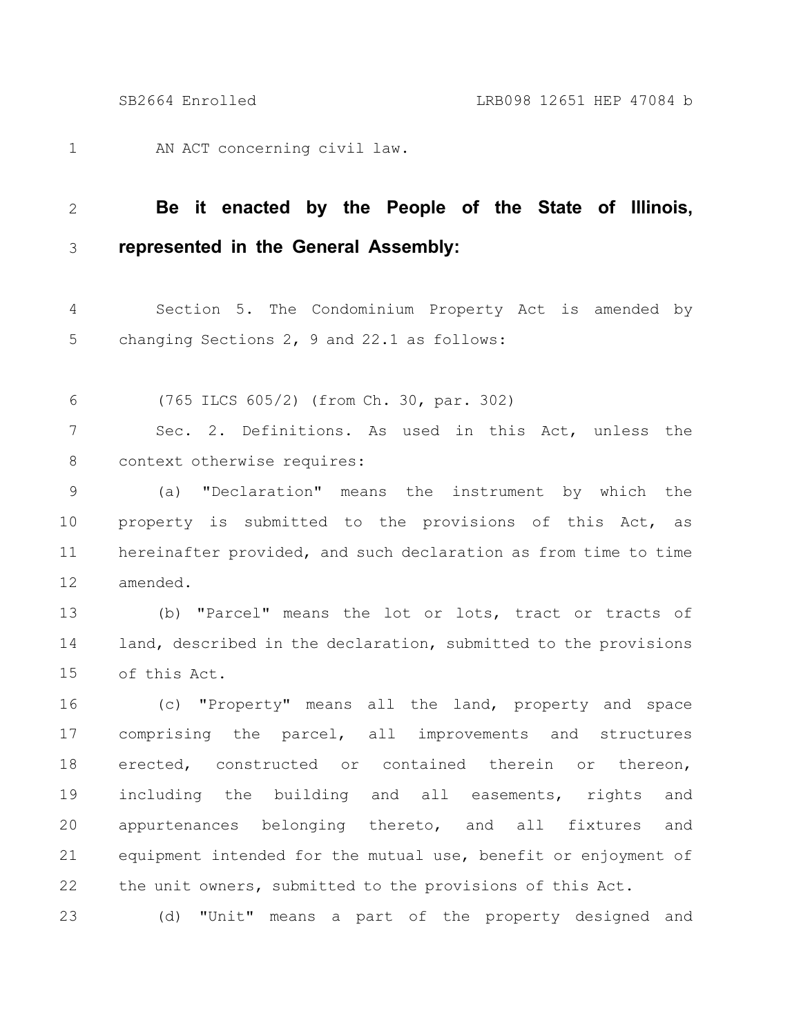AN ACT concerning civil law.

**Be it enacted by the People of the State of Illinois, represented in the General Assembly:**

Section 5. The Condominium Property Act is amended by changing Sections 2, 9 and 22.1 as follows:

(765 ILCS 605/2) (from Ch. 30, par. 302)

Sec. 2. Definitions. As used in this Act, unless the context otherwise requires:

(a) "Declaration" means the instrument by which the property is submitted to the provisions of this Act, as hereinafter provided, and such declaration as from time to time amended.

(b) "Parcel" means the lot or lots, tract or tracts of land, described in the declaration, submitted to the provisions of this Act.

(c) "Property" means all the land, property and space comprising the parcel, all improvements and structures erected, constructed or contained therein or thereon, including the building and all easements, rights and appurtenances belonging thereto, and all fixtures and equipment intended for the mutual use, benefit or enjoyment of the unit owners, submitted to the provisions of this Act.

(d) "Unit" means a part of the property designed and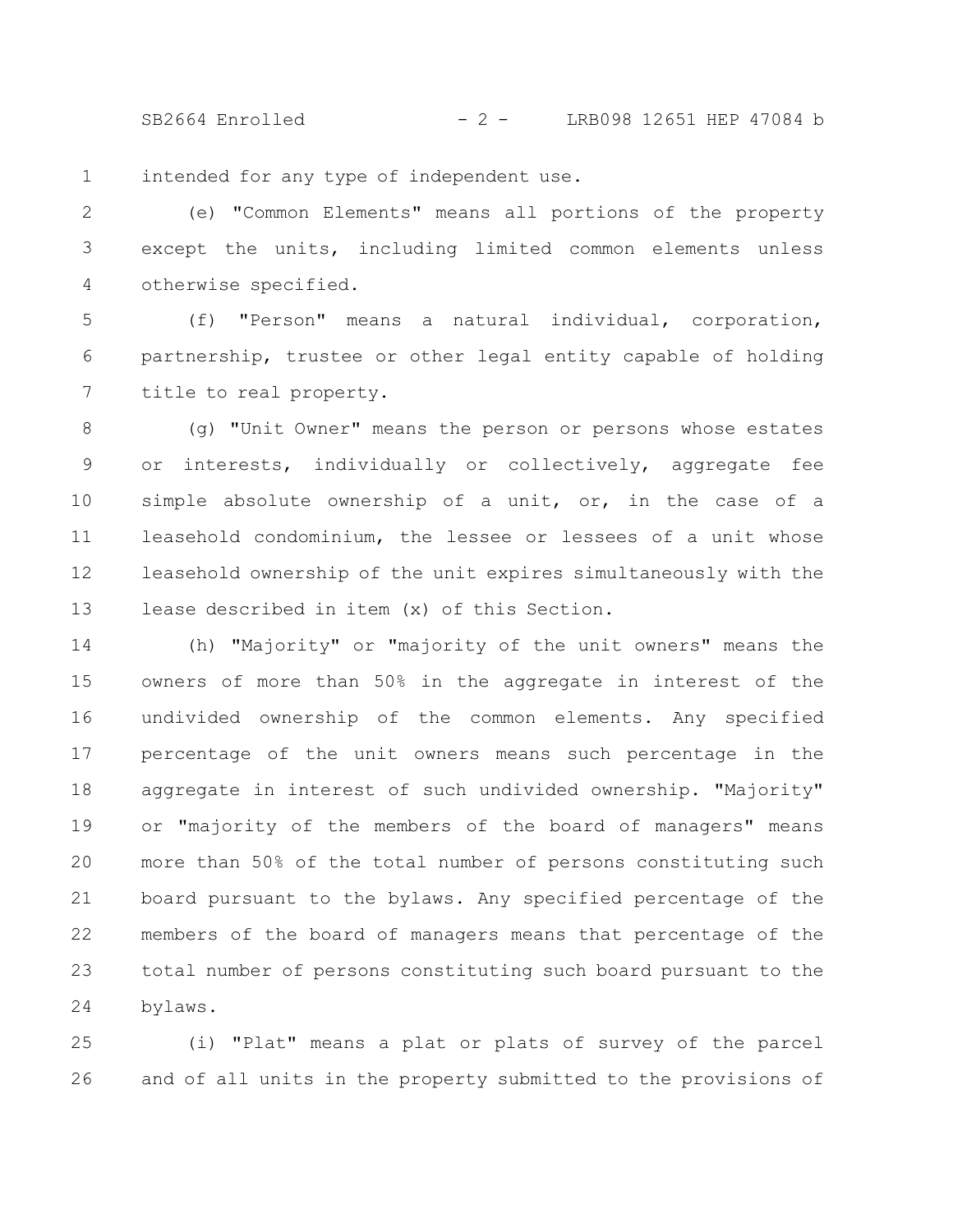intended for any type of independent use.

(e) "Common Elements" means all portions of the property except the units, including limited common elements unless otherwise specified.

(f) "Person" means a natural individual, corporation, partnership, trustee or other legal entity capable of holding title to real property.

(g) "Unit Owner" means the person or persons whose estates or interests, individually or collectively, aggregate fee simple absolute ownership of a unit, or, in the case of a leasehold condominium, the lessee or lessees of a unit whose leasehold ownership of the unit expires simultaneously with the lease described in item (x) of this Section.

(h) "Majority" or "majority of the unit owners" means the owners of more than 50% in the aggregate in interest of the undivided ownership of the common elements. Any specified percentage of the unit owners means such percentage in the aggregate in interest of such undivided ownership. "Majority" or "majority of the members of the board of managers" means more than 50% of the total number of persons constituting such board pursuant to the bylaws. Any specified percentage of the members of the board of managers means that percentage of the total number of persons constituting such board pursuant to the bylaws.

(i) "Plat" means a plat or plats of survey of the parcel and of all units in the property submitted to the provisions of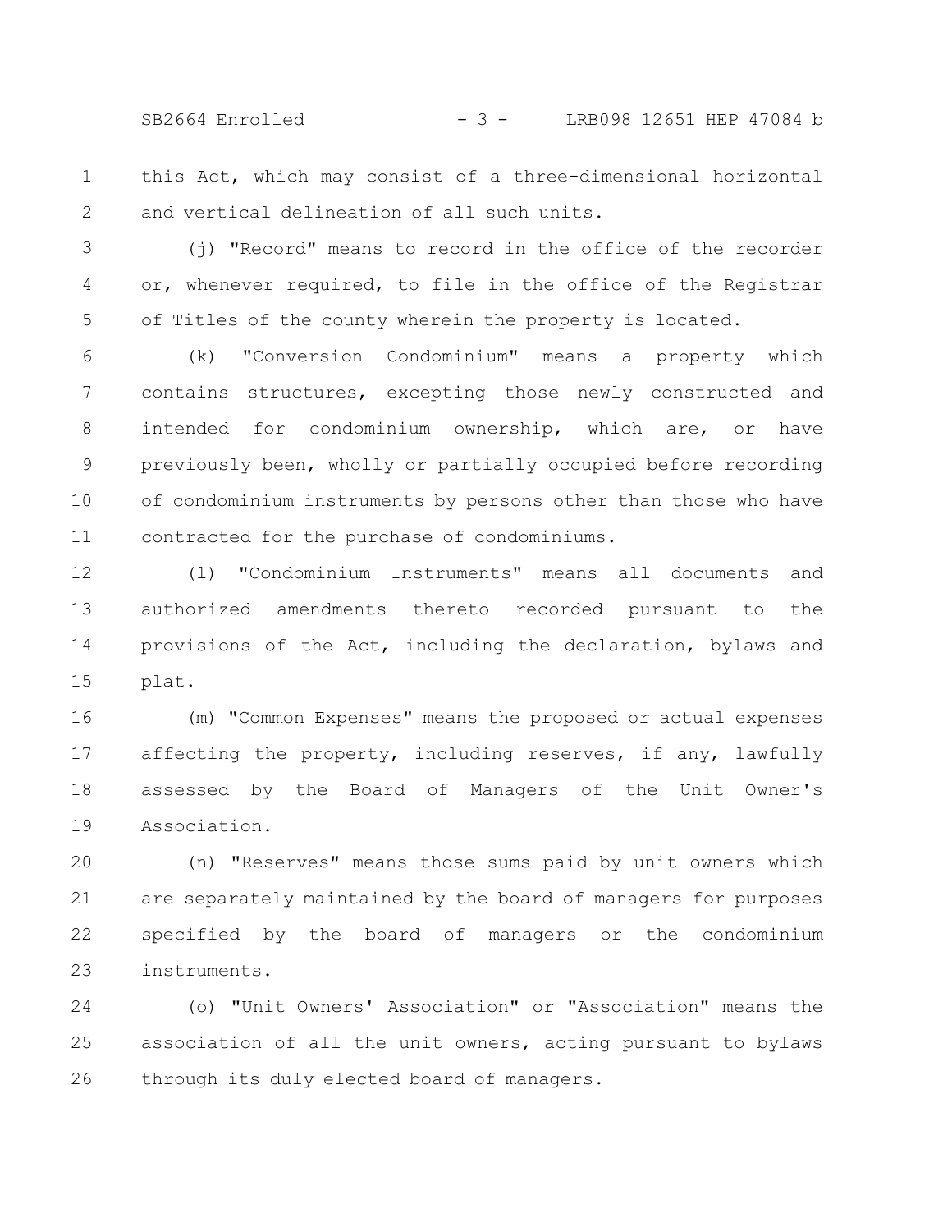this Act, which may consist of a three-dimensional horizontal and vertical delineation of all such units.

(j) "Record" means to record in the office of the recorder or, whenever required, to file in the office of the Registrar of Titles of the county wherein the property is located.

(k) "Conversion Condominium" means a property which contains structures, excepting those newly constructed and intended for condominium ownership, which are, or have previously been, wholly or partially occupied before recording of condominium instruments by persons other than those who have contracted for the purchase of condominiums.

(l) "Condominium Instruments" means all documents and authorized amendments thereto recorded pursuant to the provisions of the Act, including the declaration, bylaws and plat.

(m) "Common Expenses" means the proposed or actual expenses affecting the property, including reserves, if any, lawfully assessed by the Board of Managers of the Unit Owner's Association.

(n) "Reserves" means those sums paid by unit owners which are separately maintained by the board of managers for purposes specified by the board of managers or the condominium instruments.

(o) "Unit Owners' Association" or "Association" means the association of all the unit owners, acting pursuant to bylaws through its duly elected board of managers.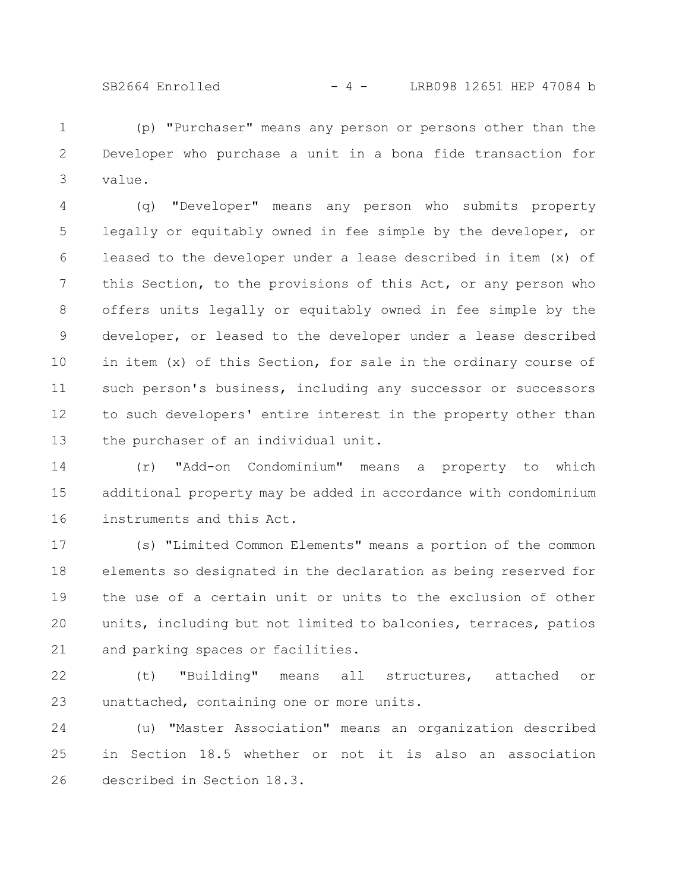(p) "Purchaser" means any person or persons other than the Developer who purchase a unit in a bona fide transaction for value.

(q) "Developer" means any person who submits property legally or equitably owned in fee simple by the developer, or leased to the developer under a lease described in item (x) of this Section, to the provisions of this Act, or any person who offers units legally or equitably owned in fee simple by the developer, or leased to the developer under a lease described in item (x) of this Section, for sale in the ordinary course of such person's business, including any successor or successors to such developers' entire interest in the property other than the purchaser of an individual unit.

(r) "Add-on Condominium" means a property to which additional property may be added in accordance with condominium instruments and this Act.

(s) "Limited Common Elements" means a portion of the common elements so designated in the declaration as being reserved for the use of a certain unit or units to the exclusion of other units, including but not limited to balconies, terraces, patios and parking spaces or facilities.

(t) "Building" means all structures, attached or unattached, containing one or more units.

(u) "Master Association" means an organization described in Section 18.5 whether or not it is also an association described in Section 18.3.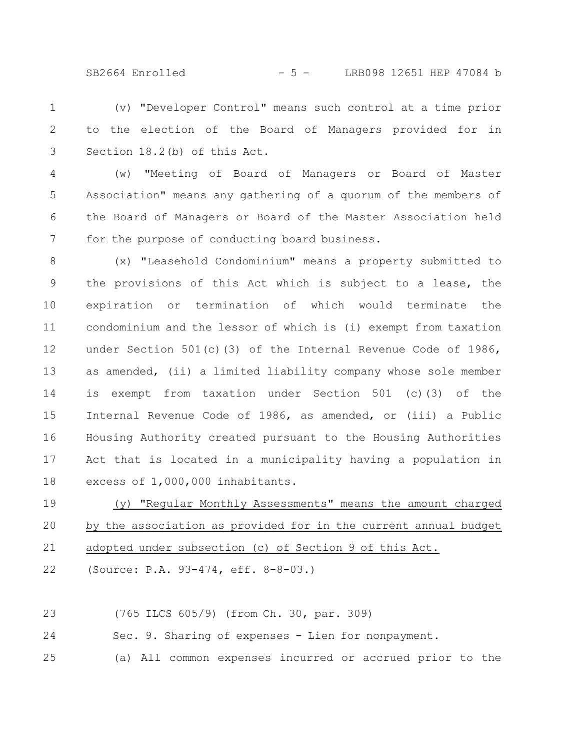(v) "Developer Control" means such control at a time prior to the election of the Board of Managers provided for in Section 18.2(b) of this Act.

(w) "Meeting of Board of Managers or Board of Master Association" means any gathering of a quorum of the members of the Board of Managers or Board of the Master Association held for the purpose of conducting board business.

(x) "Leasehold Condominium" means a property submitted to the provisions of this Act which is subject to a lease, the expiration or termination of which would terminate the condominium and the lessor of which is (i) exempt from taxation under Section 501(c)(3) of the Internal Revenue Code of 1986, as amended, (ii) a limited liability company whose sole member is exempt from taxation under Section 501 (c)(3) of the Internal Revenue Code of 1986, as amended, or (iii) a Public Housing Authority created pursuant to the Housing Authorities Act that is located in a municipality having a population in excess of 1,000,000 inhabitants.

<u>(y) "Regular Monthly Assessments" means the amount charged by the association as provided for in the current annual budget adopted under subsection (c) of Section 9 of this Act.</u>

(Source: P.A. 93-474, eff. 8-8-03.)

(765 ILCS 605/9) (from Ch. 30, par. 309)

Sec. 9. Sharing of expenses - Lien for nonpayment.

(a) All common expenses incurred or accrued prior to the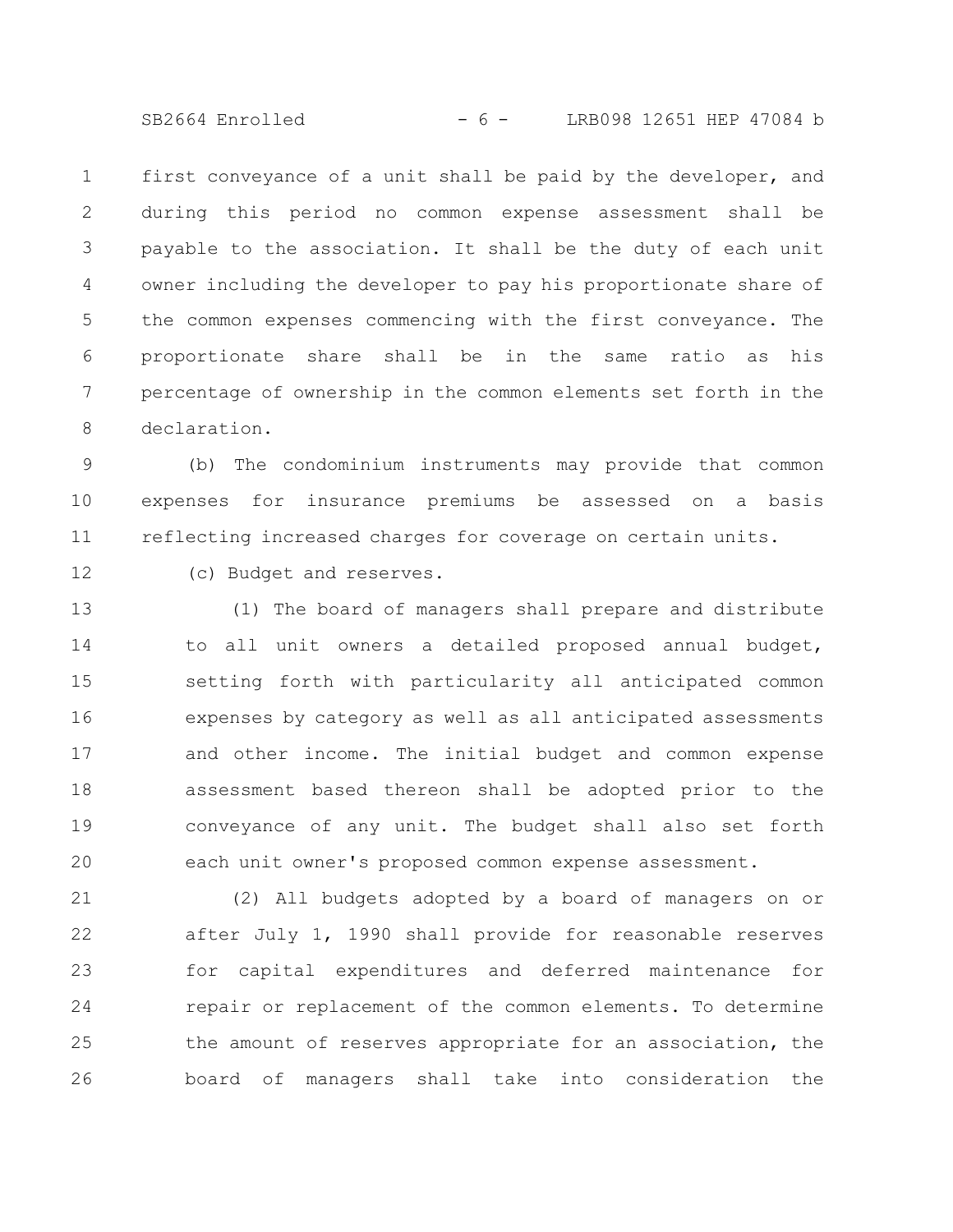first conveyance of a unit shall be paid by the developer, and during this period no common expense assessment shall be payable to the association. It shall be the duty of each unit owner including the developer to pay his proportionate share of the common expenses commencing with the first conveyance. The proportionate share shall be in the same ratio as his percentage of ownership in the common elements set forth in the declaration.

(b) The condominium instruments may provide that common expenses for insurance premiums be assessed on a basis reflecting increased charges for coverage on certain units.

(c) Budget and reserves.

(1) The board of managers shall prepare and distribute to all unit owners a detailed proposed annual budget, setting forth with particularity all anticipated common expenses by category as well as all anticipated assessments and other income. The initial budget and common expense assessment based thereon shall be adopted prior to the conveyance of any unit. The budget shall also set forth each unit owner's proposed common expense assessment.

(2) All budgets adopted by a board of managers on or after July 1, 1990 shall provide for reasonable reserves for capital expenditures and deferred maintenance for repair or replacement of the common elements. To determine the amount of reserves appropriate for an association, the board of managers shall take into consideration the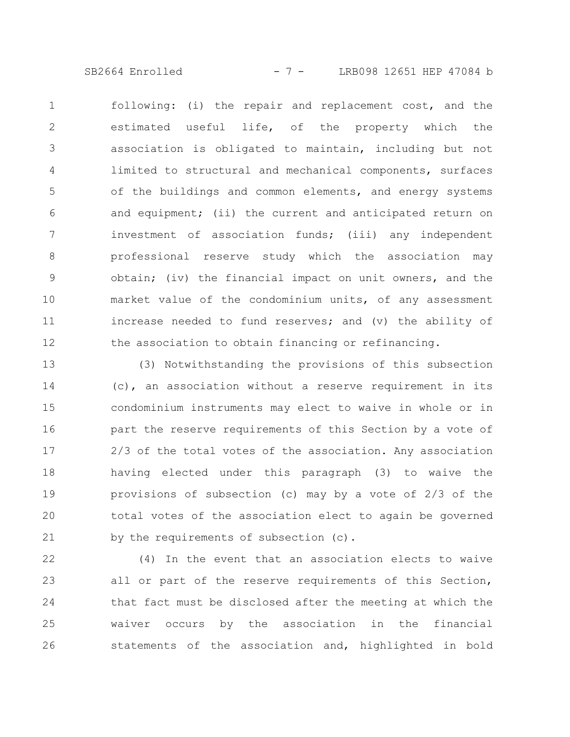following: (i) the repair and replacement cost, and the estimated useful life, of the property which the association is obligated to maintain, including but not limited to structural and mechanical components, surfaces of the buildings and common elements, and energy systems and equipment; (ii) the current and anticipated return on investment of association funds; (iii) any independent professional reserve study which the association may obtain; (iv) the financial impact on unit owners, and the market value of the condominium units, of any assessment increase needed to fund reserves; and (v) the ability of the association to obtain financing or refinancing.

(3) Notwithstanding the provisions of this subsection (c), an association without a reserve requirement in its condominium instruments may elect to waive in whole or in part the reserve requirements of this Section by a vote of 2/3 of the total votes of the association. Any association having elected under this paragraph (3) to waive the provisions of subsection (c) may by a vote of 2/3 of the total votes of the association elect to again be governed by the requirements of subsection (c).

(4) In the event that an association elects to waive all or part of the reserve requirements of this Section, that fact must be disclosed after the meeting at which the waiver occurs by the association in the financial statements of the association and, highlighted in bold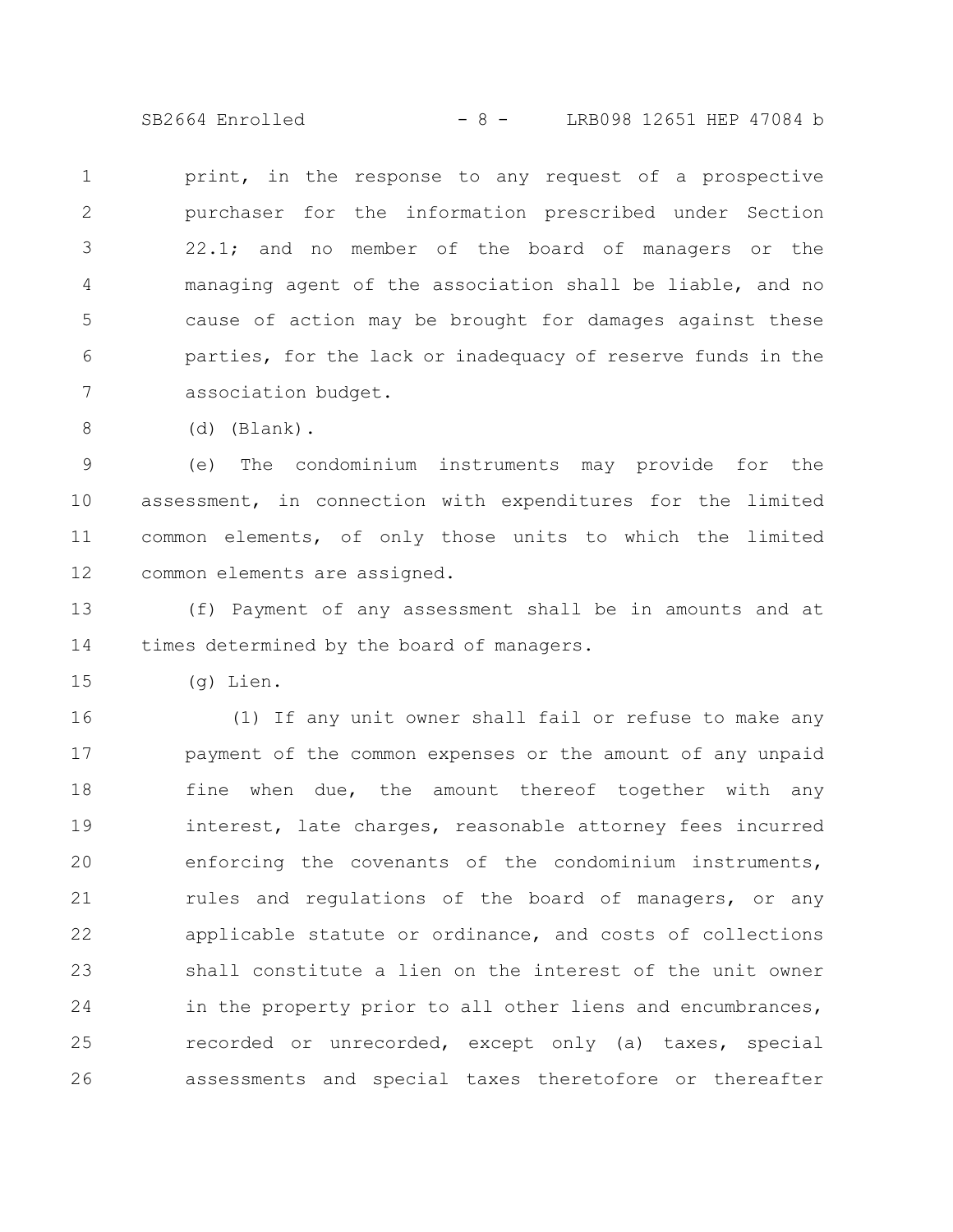print, in the response to any request of a prospective purchaser for the information prescribed under Section 22.1; and no member of the board of managers or the managing agent of the association shall be liable, and no cause of action may be brought for damages against these parties, for the lack or inadequacy of reserve funds in the association budget.

(d) (Blank).

(e) The condominium instruments may provide for the assessment, in connection with expenditures for the limited common elements, of only those units to which the limited common elements are assigned.

(f) Payment of any assessment shall be in amounts and at times determined by the board of managers.

(g) Lien.

(1) If any unit owner shall fail or refuse to make any payment of the common expenses or the amount of any unpaid fine when due, the amount thereof together with any interest, late charges, reasonable attorney fees incurred enforcing the covenants of the condominium instruments, rules and regulations of the board of managers, or any applicable statute or ordinance, and costs of collections shall constitute a lien on the interest of the unit owner in the property prior to all other liens and encumbrances, recorded or unrecorded, except only (a) taxes, special assessments and special taxes theretofore or thereafter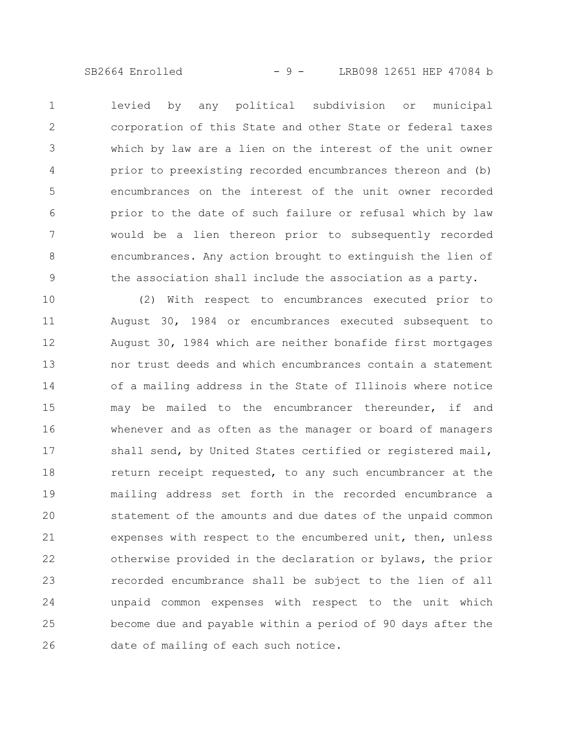levied by any political subdivision or municipal corporation of this State and other State or federal taxes which by law are a lien on the interest of the unit owner prior to preexisting recorded encumbrances thereon and (b) encumbrances on the interest of the unit owner recorded prior to the date of such failure or refusal which by law would be a lien thereon prior to subsequently recorded encumbrances. Any action brought to extinguish the lien of the association shall include the association as a party.

(2) With respect to encumbrances executed prior to August 30, 1984 or encumbrances executed subsequent to August 30, 1984 which are neither bonafide first mortgages nor trust deeds and which encumbrances contain a statement of a mailing address in the State of Illinois where notice may be mailed to the encumbrancer thereunder, if and whenever and as often as the manager or board of managers shall send, by United States certified or registered mail, return receipt requested, to any such encumbrancer at the mailing address set forth in the recorded encumbrance a statement of the amounts and due dates of the unpaid common expenses with respect to the encumbered unit, then, unless otherwise provided in the declaration or bylaws, the prior recorded encumbrance shall be subject to the lien of all unpaid common expenses with respect to the unit which become due and payable within a period of 90 days after the date of mailing of each such notice.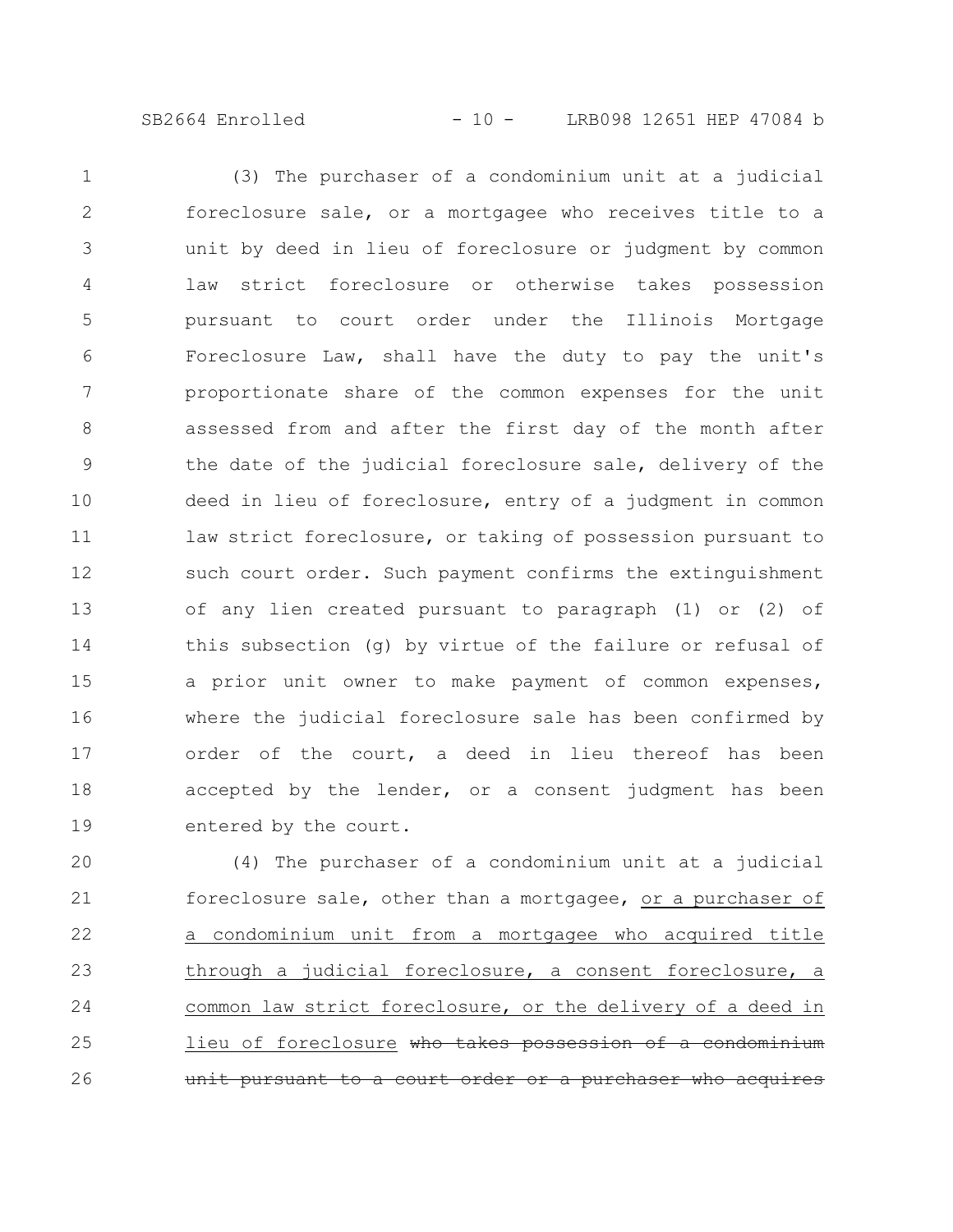(3) The purchaser of a condominium unit at a judicial foreclosure sale, or a mortgagee who receives title to a unit by deed in lieu of foreclosure or judgment by common law strict foreclosure or otherwise takes possession pursuant to court order under the Illinois Mortgage Foreclosure Law, shall have the duty to pay the unit's proportionate share of the common expenses for the unit assessed from and after the first day of the month after the date of the judicial foreclosure sale, delivery of the deed in lieu of foreclosure, entry of a judgment in common law strict foreclosure, or taking of possession pursuant to such court order. Such payment confirms the extinguishment of any lien created pursuant to paragraph (1) or (2) of this subsection (g) by virtue of the failure or refusal of a prior unit owner to make payment of common expenses, where the judicial foreclosure sale has been confirmed by order of the court, a deed in lieu thereof has been accepted by the lender, or a consent judgment has been entered by the court.

(4) The purchaser of a condominium unit at a judicial foreclosure sale, other than a mortgagee, <u>or a purchaser of a condominium unit from a mortgagee who acquired title through a judicial foreclosure, a consent foreclosure, a common law strict foreclosure, or the delivery of a deed in lieu of foreclosure</u> ~~who takes possession of a condominium unit pursuant to a court order or a purchaser who acquires~~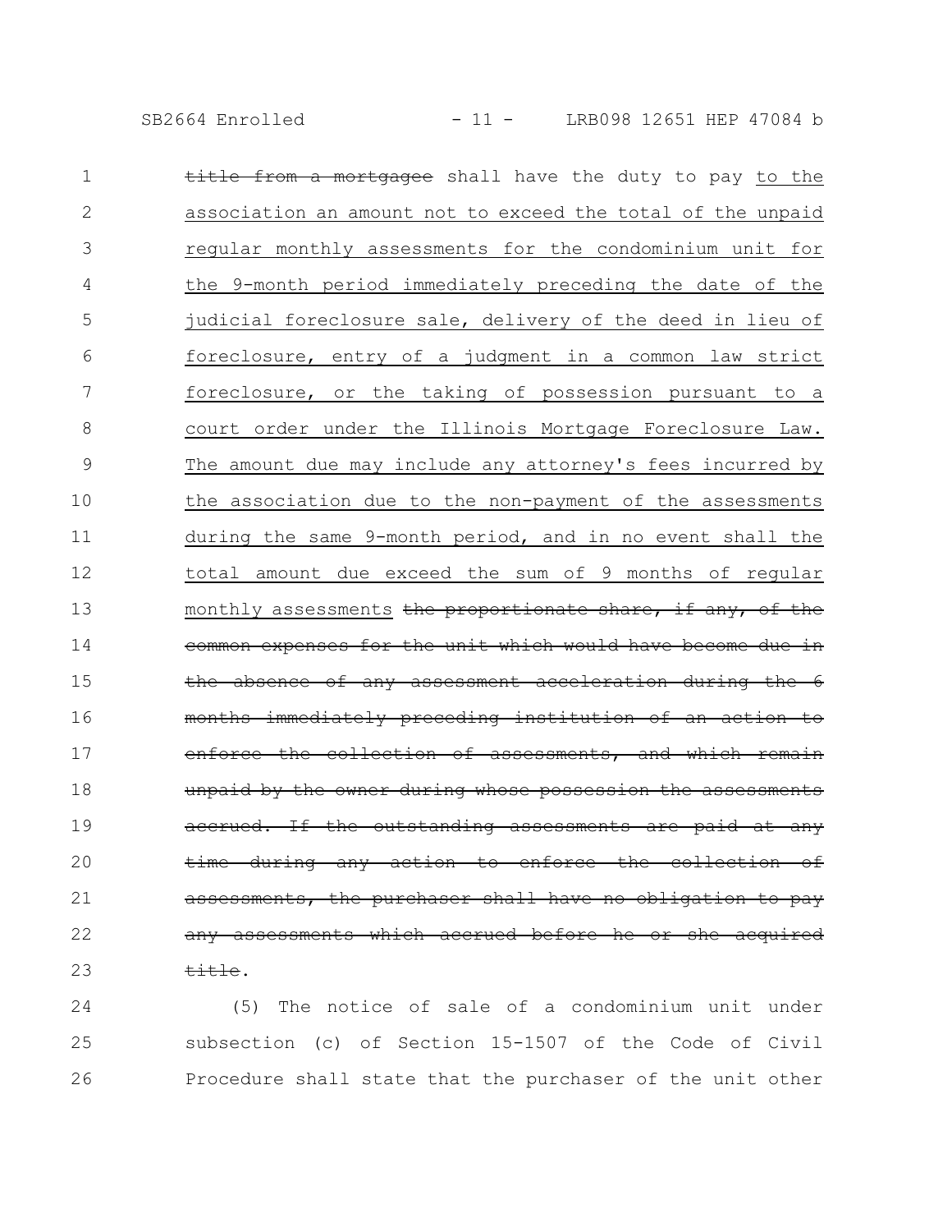~~title from a mortgagee~~ shall have the duty to pay <u>to the association an amount not to exceed the total of the unpaid regular monthly assessments for the condominium unit for the 9-month period immediately preceding the date of the judicial foreclosure sale, delivery of the deed in lieu of foreclosure, entry of a judgment in a common law strict foreclosure, or the taking of possession pursuant to a court order under the Illinois Mortgage Foreclosure Law. The amount due may include any attorney's fees incurred by the association due to the non-payment of the assessments during the same 9-month period, and in no event shall the total amount due exceed the sum of 9 months of regular monthly assessments</u> ~~the proportionate share, if any, of the common expenses for the unit which would have become due in the absence of any assessment acceleration during the 6 months immediately preceding institution of an action to enforce the collection of assessments, and which remain unpaid by the owner during whose possession the assessments accrued. If the outstanding assessments are paid at any time during any action to enforce the collection of assessments, the purchaser shall have no obligation to pay any assessments which accrued before he or she acquired title~~.

(5) The notice of sale of a condominium unit under subsection (c) of Section 15-1507 of the Code of Civil Procedure shall state that the purchaser of the unit other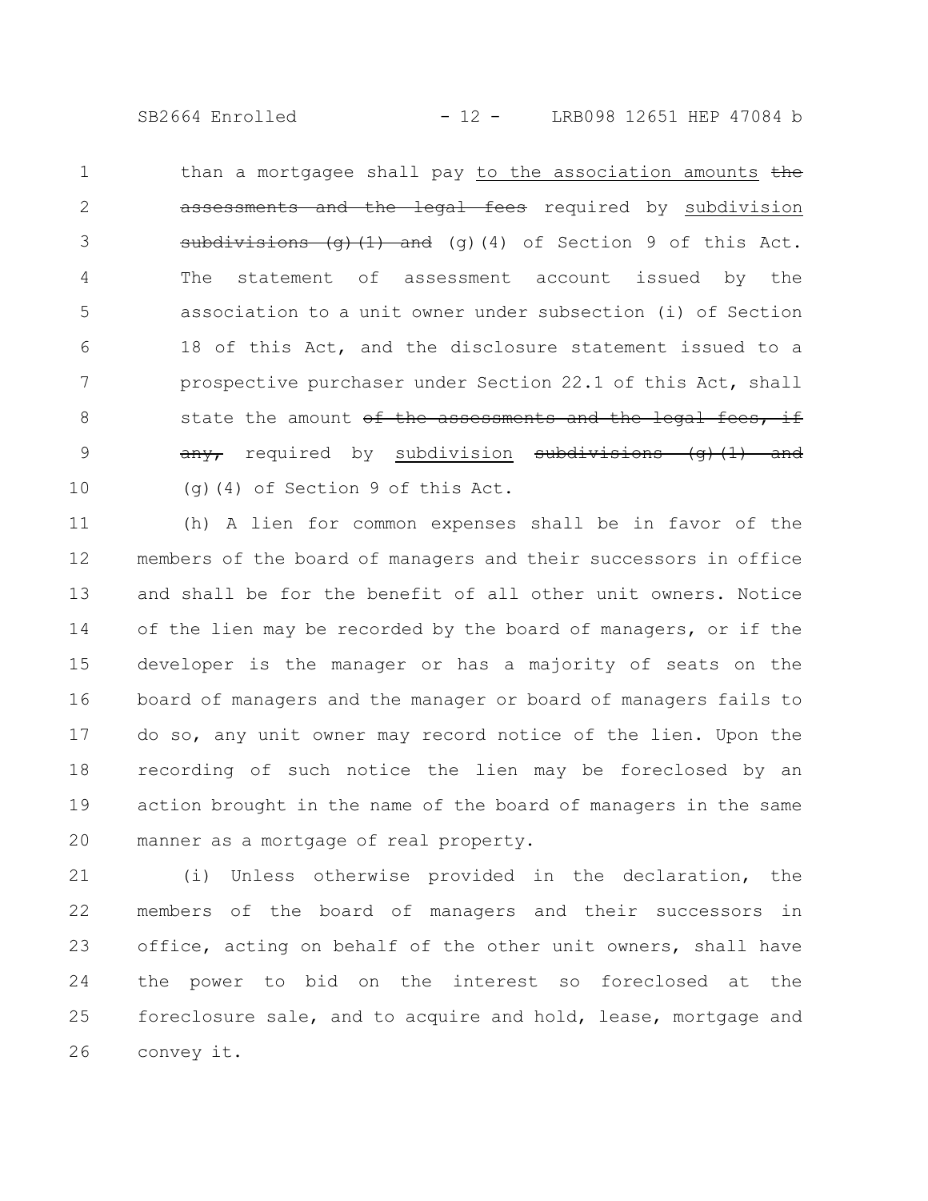than a mortgagee shall pay <u>to the association amounts</u> ~~the assessments and the legal fees~~ required by <u>subdivision</u> ~~subdivisions (g)(1) and~~ (g)(4) of Section 9 of this Act. The statement of assessment account issued by the association to a unit owner under subsection (i) of Section 18 of this Act, and the disclosure statement issued to a prospective purchaser under Section 22.1 of this Act, shall state the amount ~~of the assessments and the legal fees, if any,~~ required by <u>subdivision</u> ~~subdivisions (g)(1) and~~ (g)(4) of Section 9 of this Act.

(h) A lien for common expenses shall be in favor of the members of the board of managers and their successors in office and shall be for the benefit of all other unit owners. Notice of the lien may be recorded by the board of managers, or if the developer is the manager or has a majority of seats on the board of managers and the manager or board of managers fails to do so, any unit owner may record notice of the lien. Upon the recording of such notice the lien may be foreclosed by an action brought in the name of the board of managers in the same manner as a mortgage of real property.

(i) Unless otherwise provided in the declaration, the members of the board of managers and their successors in office, acting on behalf of the other unit owners, shall have the power to bid on the interest so foreclosed at the foreclosure sale, and to acquire and hold, lease, mortgage and convey it.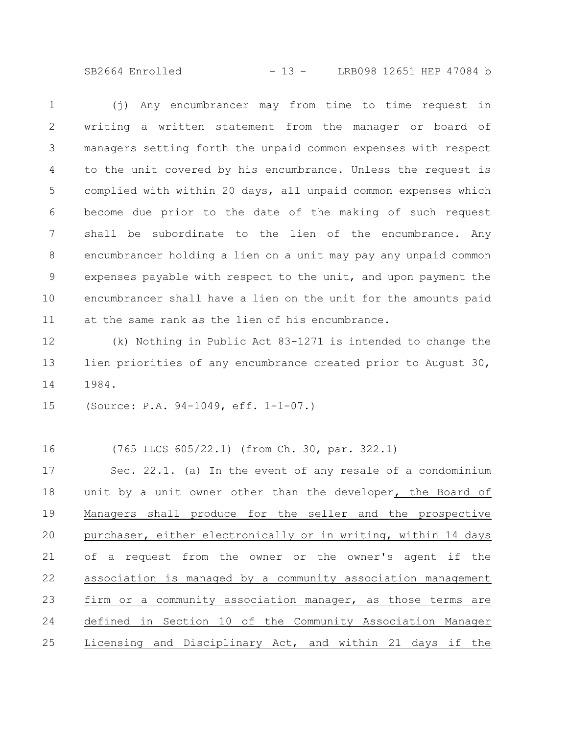(j) Any encumbrancer may from time to time request in writing a written statement from the manager or board of managers setting forth the unpaid common expenses with respect to the unit covered by his encumbrance. Unless the request is complied with within 20 days, all unpaid common expenses which become due prior to the date of the making of such request shall be subordinate to the lien of the encumbrance. Any encumbrancer holding a lien on a unit may pay any unpaid common expenses payable with respect to the unit, and upon payment the encumbrancer shall have a lien on the unit for the amounts paid at the same rank as the lien of his encumbrance.

(k) Nothing in Public Act 83-1271 is intended to change the lien priorities of any encumbrance created prior to August 30, 1984.

(Source: P.A. 94-1049, eff. 1-1-07.)

(765 ILCS 605/22.1) (from Ch. 30, par. 322.1)

Sec. 22.1. (a) In the event of any resale of a condominium unit by a unit owner other than the developer, the Board of Managers shall produce for the seller and the prospective purchaser, either electronically or in writing, within 14 days of a request from the owner or the owner's agent if the association is managed by a community association management firm or a community association manager, as those terms are defined in Section 10 of the Community Association Manager Licensing and Disciplinary Act, and within 21 days if the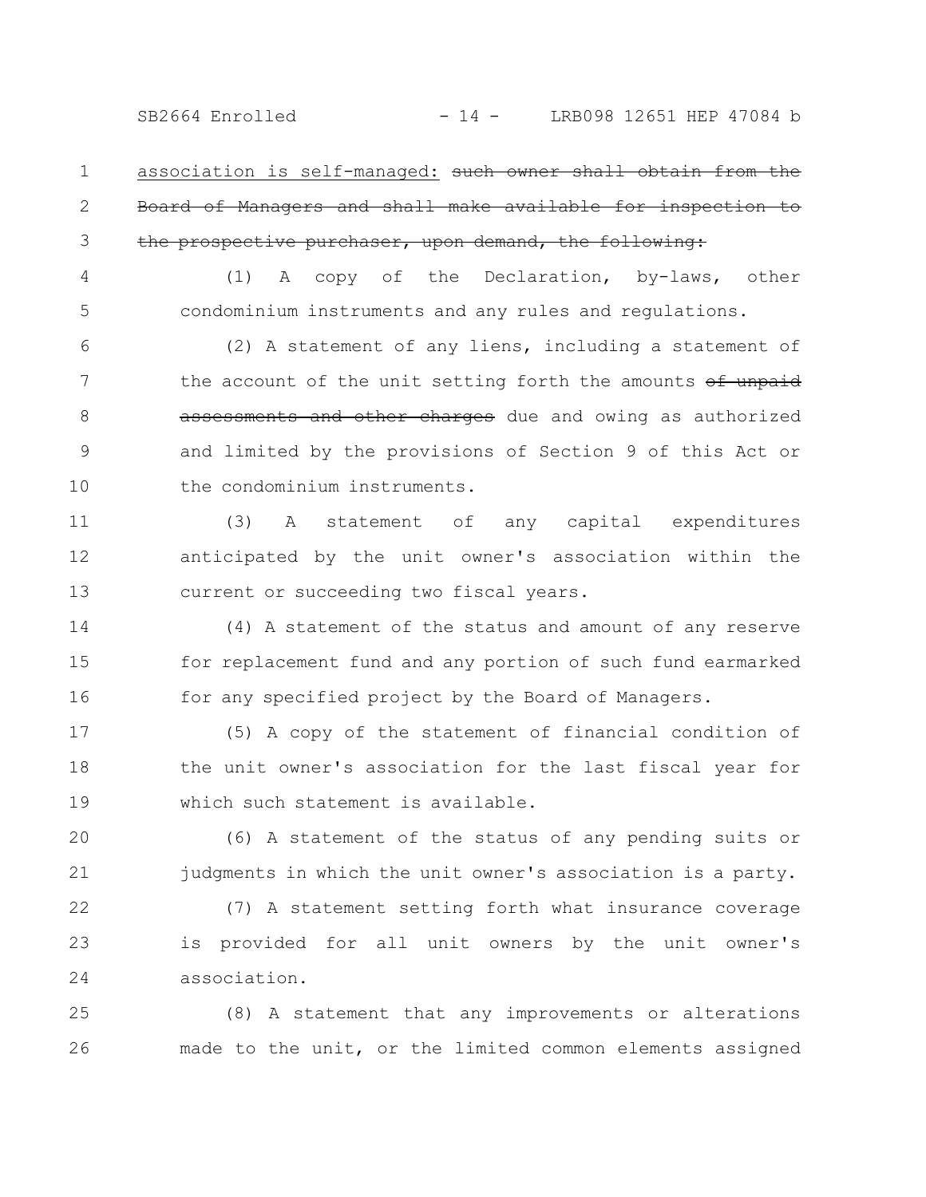association is self-managed: ~~such owner shall obtain from the Board of Managers and shall make available for inspection to the prospective purchaser, upon demand, the following:~~

(1) A copy of the Declaration, by-laws, other condominium instruments and any rules and regulations.

(2) A statement of any liens, including a statement of the account of the unit setting forth the amounts ~~of unpaid assessments and other charges~~ due and owing as authorized and limited by the provisions of Section 9 of this Act or the condominium instruments.

(3) A statement of any capital expenditures anticipated by the unit owner's association within the current or succeeding two fiscal years.

(4) A statement of the status and amount of any reserve for replacement fund and any portion of such fund earmarked for any specified project by the Board of Managers.

(5) A copy of the statement of financial condition of the unit owner's association for the last fiscal year for which such statement is available.

(6) A statement of the status of any pending suits or judgments in which the unit owner's association is a party.

(7) A statement setting forth what insurance coverage is provided for all unit owners by the unit owner's association.

(8) A statement that any improvements or alterations made to the unit, or the limited common elements assigned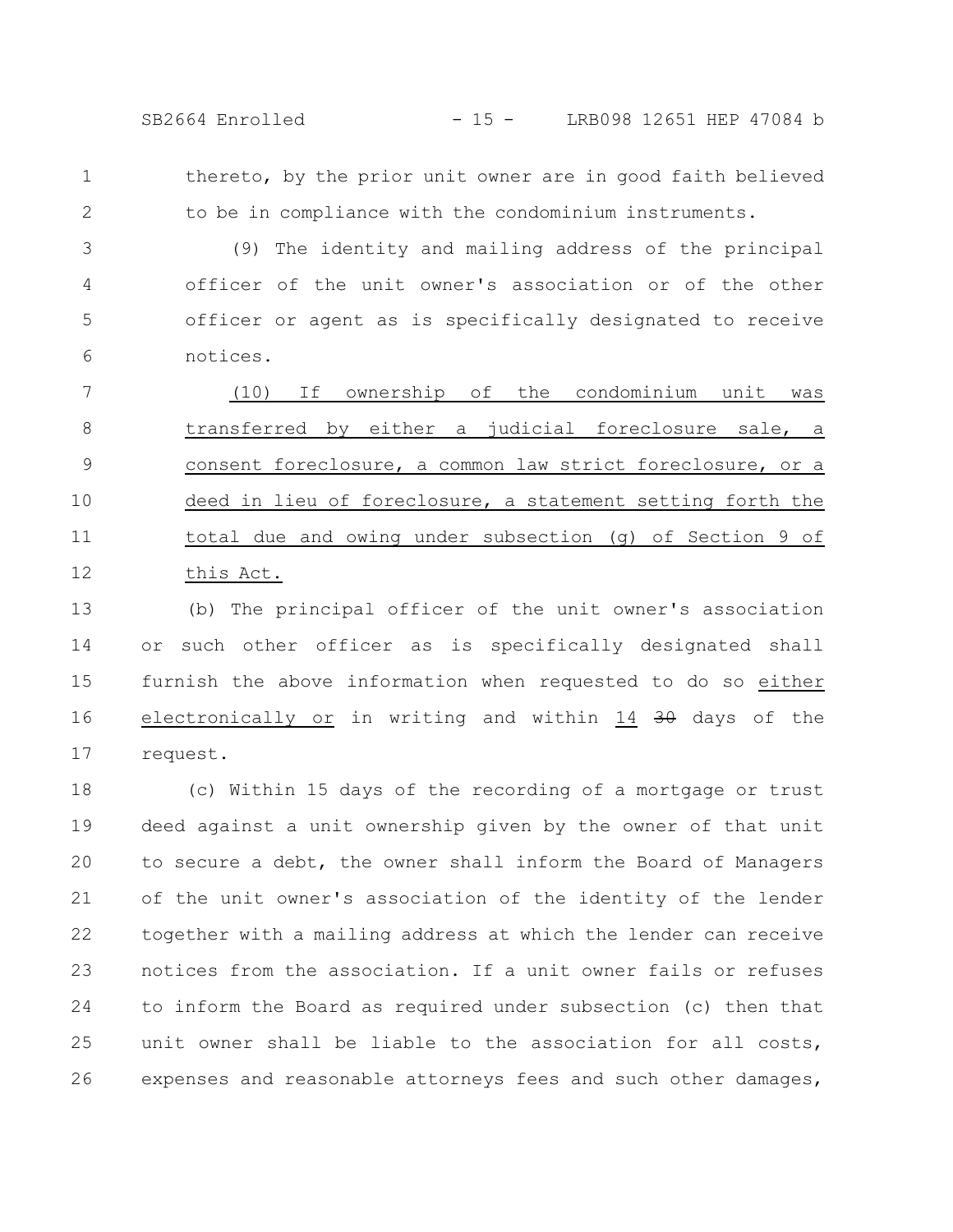thereto, by the prior unit owner are in good faith believed to be in compliance with the condominium instruments.

(9) The identity and mailing address of the principal officer of the unit owner's association or of the other officer or agent as is specifically designated to receive notices.

<u>(10) If ownership of the condominium unit was transferred by either a judicial foreclosure sale, a consent foreclosure, a common law strict foreclosure, or a deed in lieu of foreclosure, a statement setting forth the total due and owing under subsection (g) of Section 9 of this Act.</u>

(b) The principal officer of the unit owner's association or such other officer as is specifically designated shall furnish the above information when requested to do so <u>either electronically or</u> in writing and within <u>14</u> ~~30~~ days of the request.

(c) Within 15 days of the recording of a mortgage or trust deed against a unit ownership given by the owner of that unit to secure a debt, the owner shall inform the Board of Managers of the unit owner's association of the identity of the lender together with a mailing address at which the lender can receive notices from the association. If a unit owner fails or refuses to inform the Board as required under subsection (c) then that unit owner shall be liable to the association for all costs, expenses and reasonable attorneys fees and such other damages,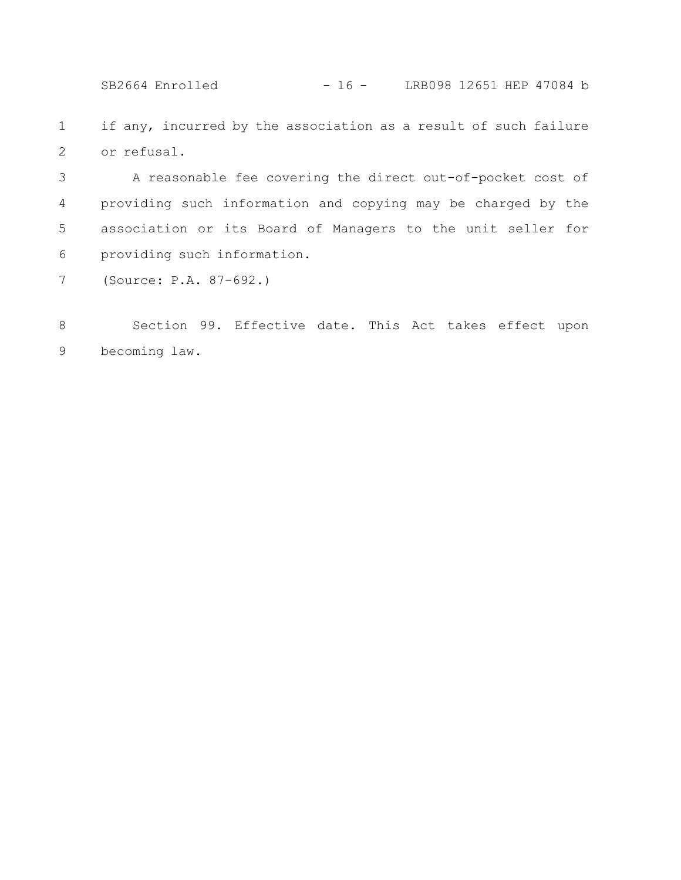if any, incurred by the association as a result of such failure or refusal.

A reasonable fee covering the direct out-of-pocket cost of providing such information and copying may be charged by the association or its Board of Managers to the unit seller for providing such information.

(Source: P.A. 87-692.)

Section 99. Effective date. This Act takes effect upon becoming law.